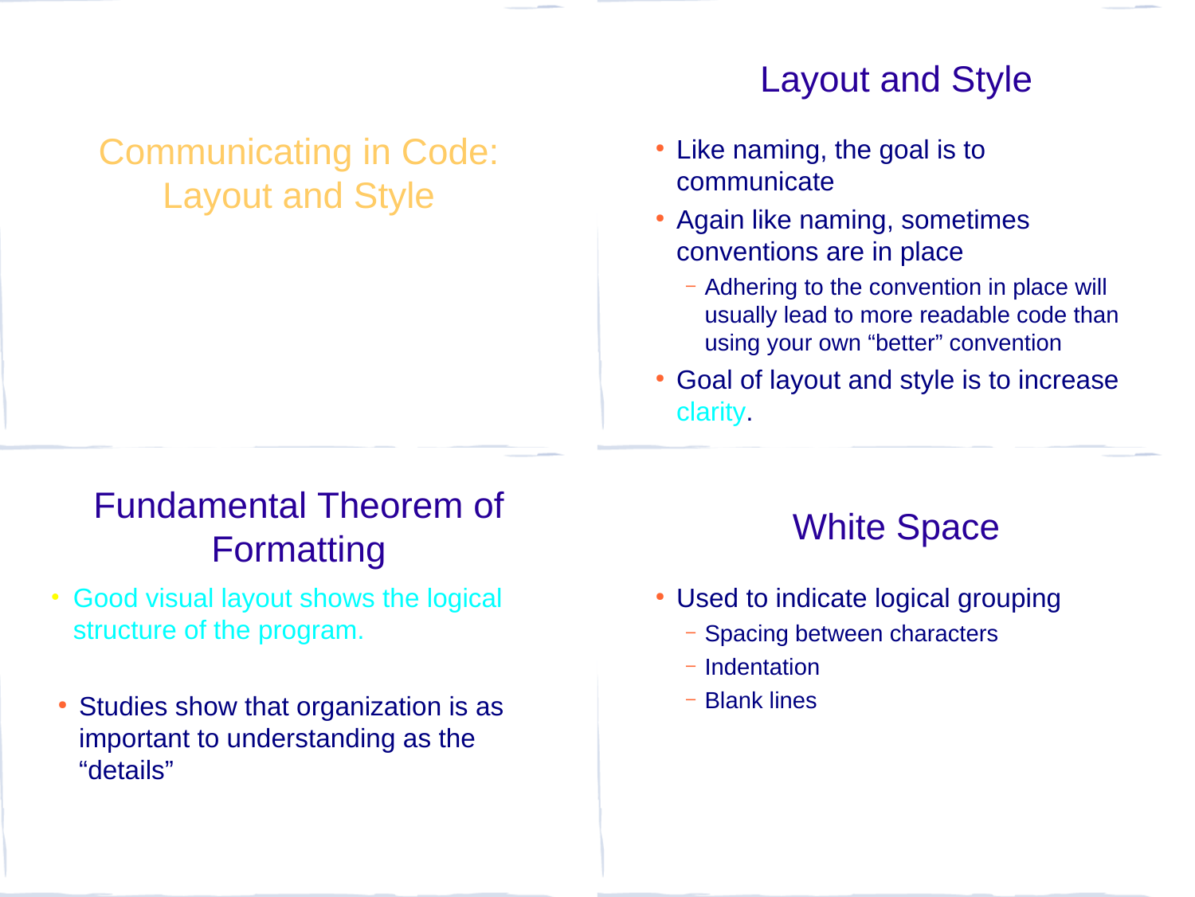# Communicating in Code: Layout and Style

## Layout and Style

- Like naming, the goal is to communicate
- Again like naming, sometimes conventions are in place
  - Adhering to the convention in place will usually lead to more readable code than using your own "better" convention
- Goal of layout and style is to increase clarity.

## Fundamental Theorem of Formatting

- Good visual layout shows the logical structure of the program.

- Studies show that organization is as important to understanding as the "details"

## White Space

- Used to indicate logical grouping
  - Spacing between characters
  - Indentation
  - Blank lines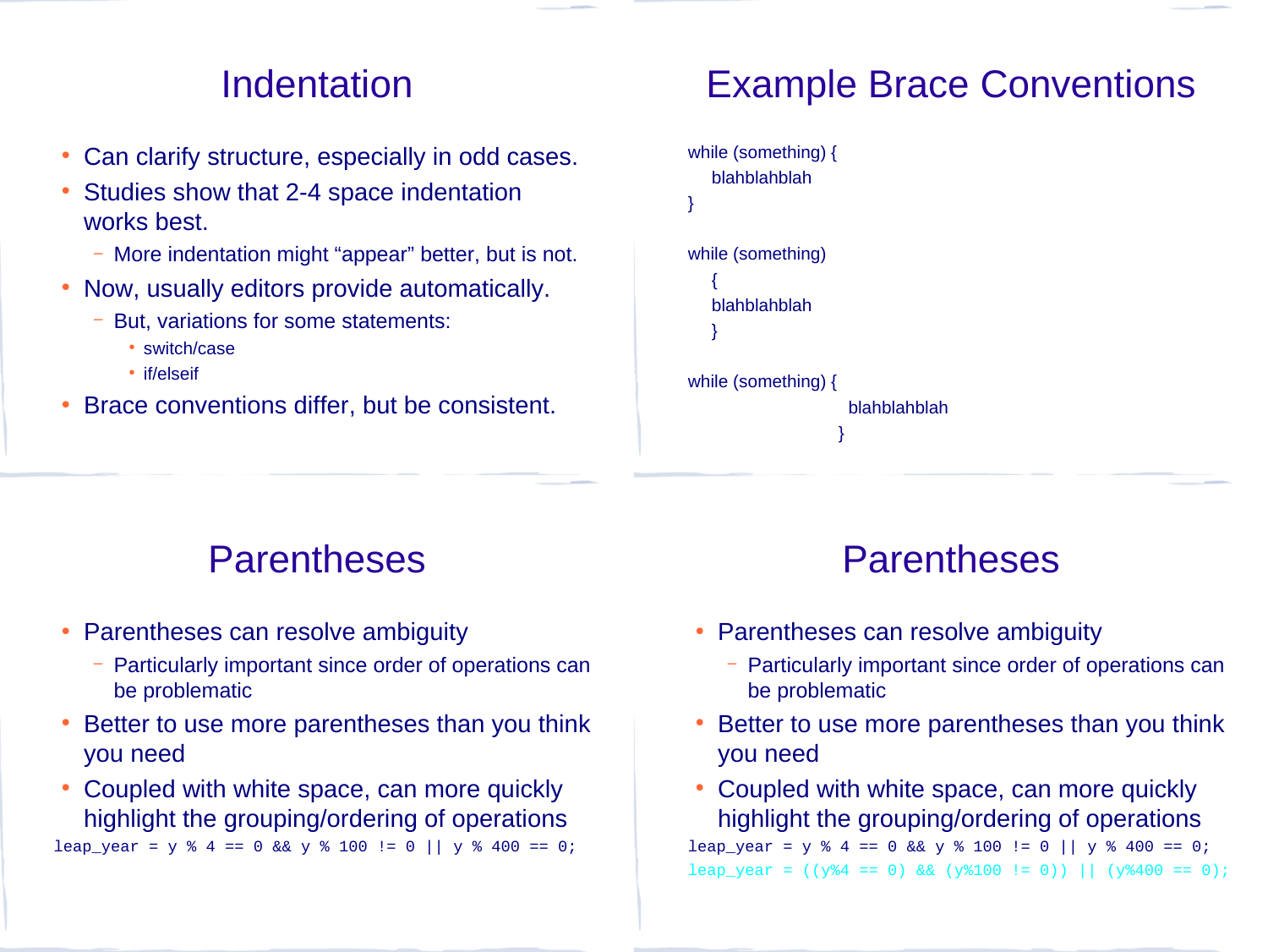## Indentation

- Can clarify structure, especially in odd cases.
- Studies show that 2-4 space indentation works best.
  - More indentation might “appear” better, but is not.
- Now, usually editors provide automatically.
  - But, variations for some statements:
    - switch/case
    - if/elseif
- Brace conventions differ, but be consistent.

## Example Brace Conventions

```
while (something) {
    blahblahblah
}

while (something)
    {
    blahblahblah
    }

while (something) {
                          blahblahblah
                        }
```

## Parentheses

- Parentheses can resolve ambiguity
  - Particularly important since order of operations can be problematic
- Better to use more parentheses than you think you need
- Coupled with white space, can more quickly highlight the grouping/ordering of operations

```
leap_year = y % 4 == 0 && y % 100 != 0 || y % 400 == 0;
```

## Parentheses

- Parentheses can resolve ambiguity
  - Particularly important since order of operations can be problematic
- Better to use more parentheses than you think you need
- Coupled with white space, can more quickly highlight the grouping/ordering of operations

```
leap_year = y % 4 == 0 && y % 100 != 0 || y % 400 == 0;
leap_year = ((y%4 == 0) && (y%100 != 0)) || (y%400 == 0);
```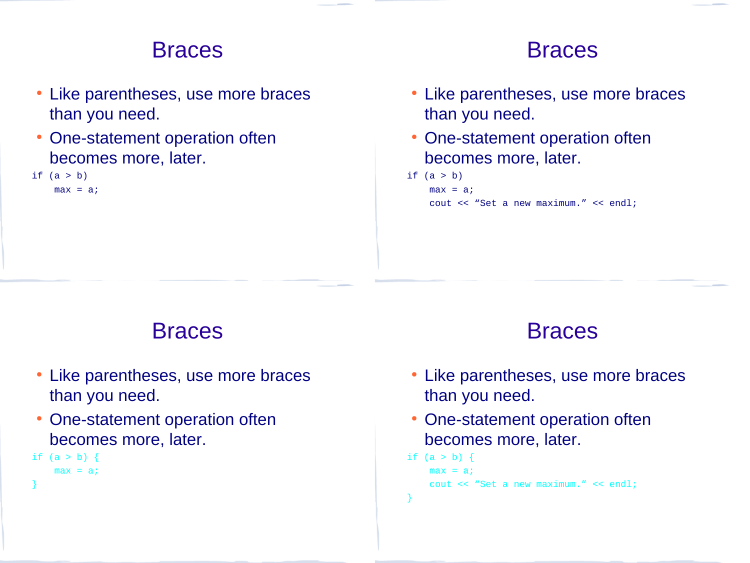## Braces

- Like parentheses, use more braces than you need.
- One-statement operation often becomes more, later.

```
if (a > b)
    max = a;
```

## Braces

- Like parentheses, use more braces than you need.
- One-statement operation often becomes more, later.

```
if (a > b)
    max = a;
    cout << “Set a new maximum.” << endl;
```

## Braces

- Like parentheses, use more braces than you need.
- One-statement operation often becomes more, later.

```
if (a > b) {
    max = a;
}
```

## Braces

- Like parentheses, use more braces than you need.
- One-statement operation often becomes more, later.

```
if (a > b) {
    max = a;
    cout << “Set a new maximum.” << endl;
}
```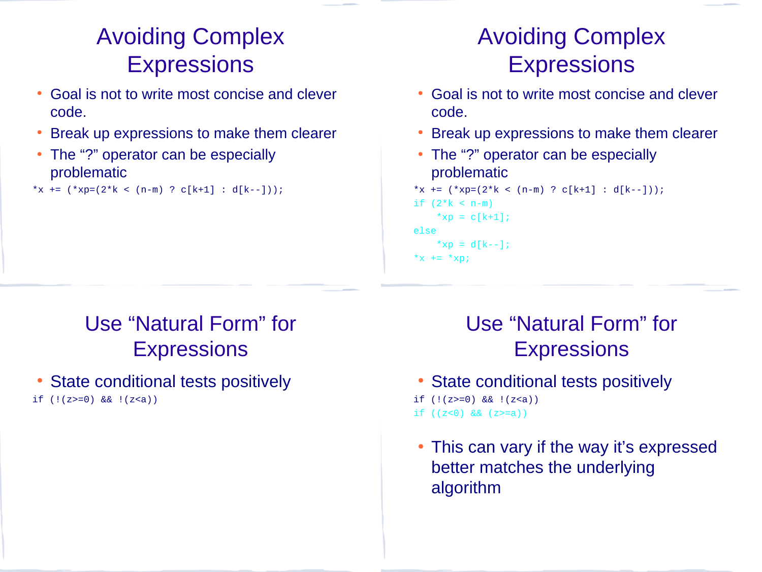# Avoiding Complex Expressions

- Goal is not to write most concise and clever code.
- Break up expressions to make them clearer
- The “?” operator can be especially problematic

```
*x += (*xp=(2*k < (n-m) ? c[k+1] : d[k--]));
```

# Avoiding Complex Expressions

- Goal is not to write most concise and clever code.
- Break up expressions to make them clearer
- The “?” operator can be especially problematic

```
*x += (*xp=(2*k < (n-m) ? c[k+1] : d[k--]));
if (2*k < n-m)
    *xp = c[k+1];
else
    *xp = d[k--];
*x += *xp;
```

# Use “Natural Form” for Expressions

- State conditional tests positively

```
if (!(z>=0) && !(z<a))
```

# Use “Natural Form” for Expressions

- State conditional tests positively

```
if (!(z>=0) && !(z<a))
if ((z<0) && (z>=a))
```

- This can vary if the way it’s expressed better matches the underlying algorithm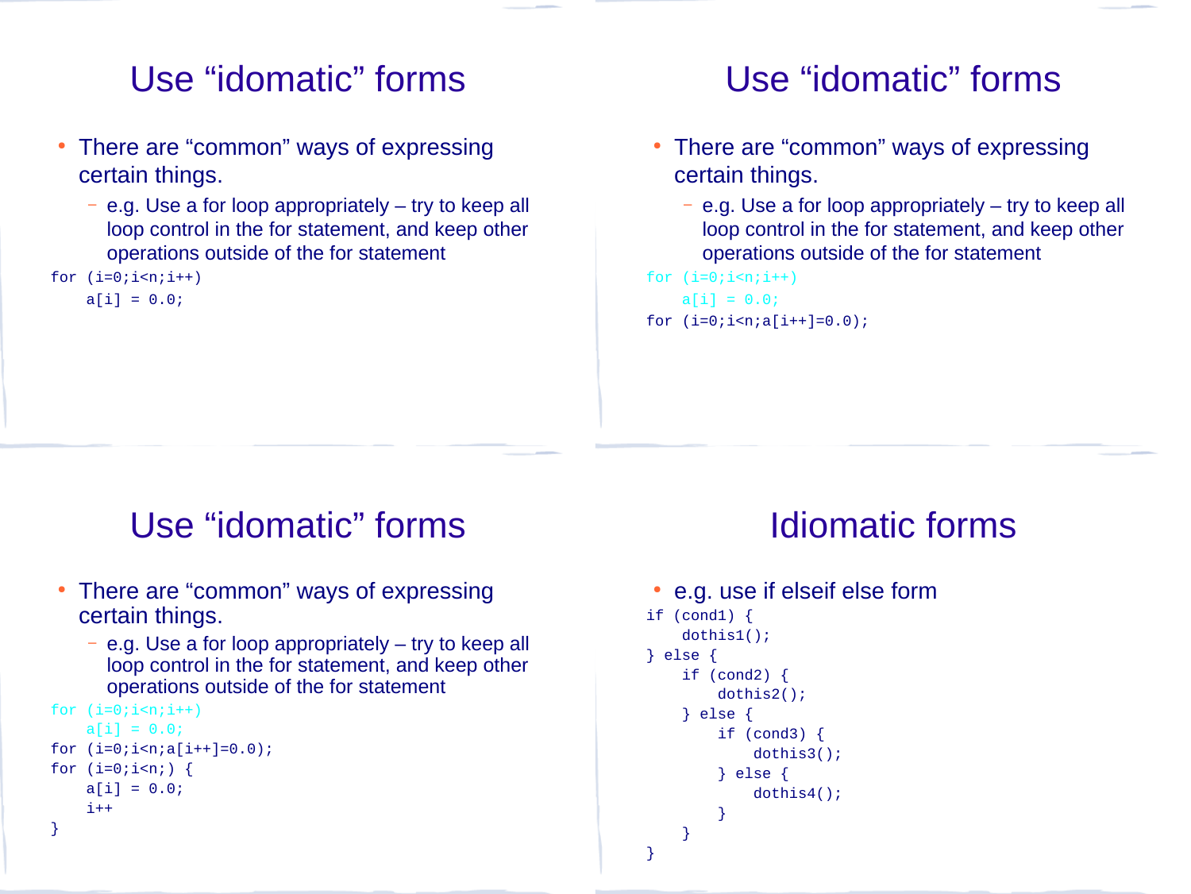## Use “idomatic” forms

- There are “common” ways of expressing certain things.
  - e.g. Use a for loop appropriately – try to keep all loop control in the for statement, and keep other operations outside of the for statement

```
for (i=0;i<n;i++)
    a[i] = 0.0;
```

## Use “idomatic” forms

- There are “common” ways of expressing certain things.
  - e.g. Use a for loop appropriately – try to keep all loop control in the for statement, and keep other operations outside of the for statement

```
for (i=0;i<n;i++)
    a[i] = 0.0;
for (i=0;i<n;a[i++]=0.0);
```

## Use “idomatic” forms

- There are “common” ways of expressing certain things.
  - e.g. Use a for loop appropriately – try to keep all loop control in the for statement, and keep other operations outside of the for statement

```
for (i=0;i<n;i++)
    a[i] = 0.0;
for (i=0;i<n;a[i++]=0.0);
for (i=0;i<n;) {
    a[i] = 0.0;
    i++
}
```

## Idiomatic forms

- e.g. use if elseif else form

```
if (cond1) {
    dothis1();
} else {
    if (cond2) {
        dothis2();
    } else {
        if (cond3) {
            dothis3();
        } else {
            dothis4();
        }
    }
}
```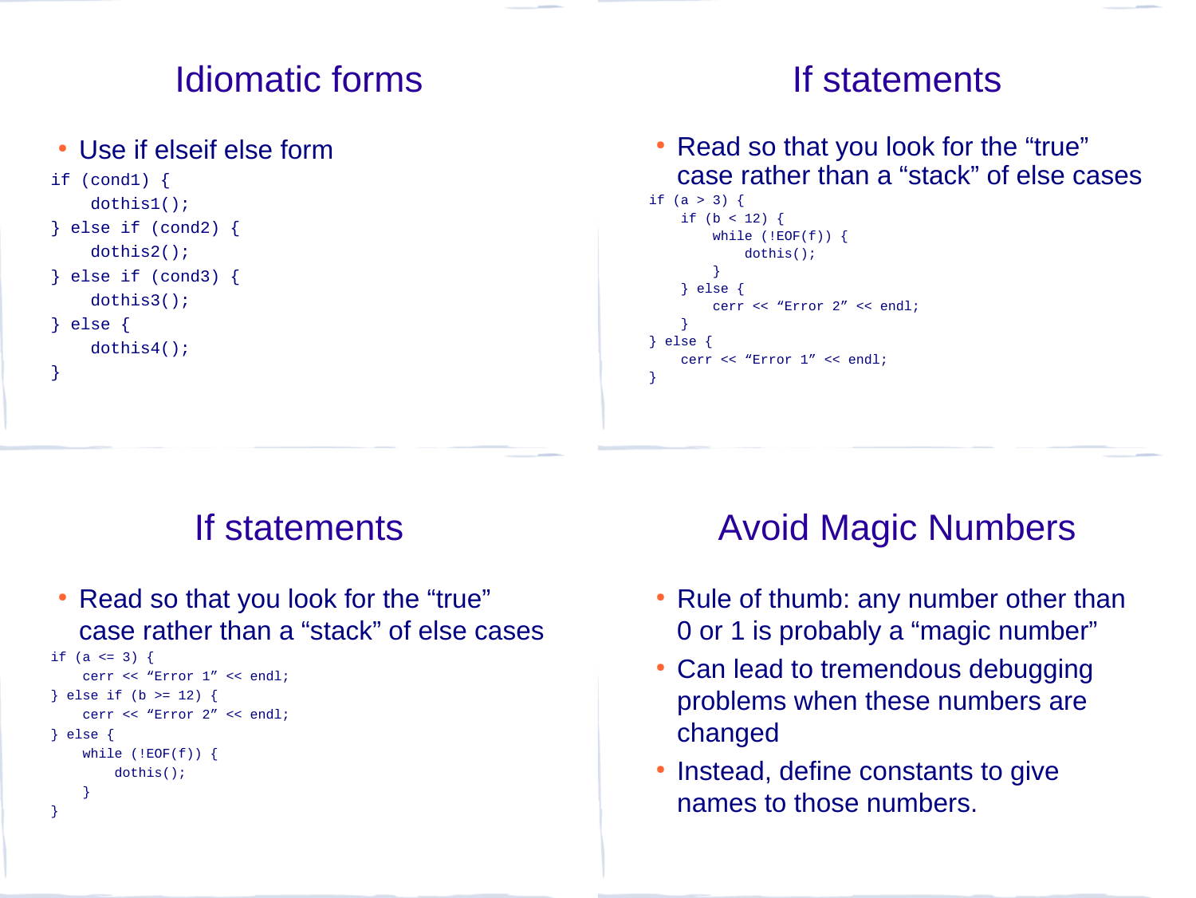## Idiomatic forms

- Use if elseif else form

```
if (cond1) {
    dothis1();
} else if (cond2) {
    dothis2();
} else if (cond3) {
    dothis3();
} else {
    dothis4();
}
```

## If statements

- Read so that you look for the “true” case rather than a “stack” of else cases

```
if (a > 3) {
    if (b < 12) {
        while (!EOF(f)) {
            dothis();
        }
    } else {
        cerr << “Error 2” << endl;
    }
} else {
    cerr << “Error 1” << endl;
}
```

## If statements

- Read so that you look for the “true” case rather than a “stack” of else cases

```
if (a <= 3) {
    cerr << “Error 1” << endl;
} else if (b >= 12) {
    cerr << “Error 2” << endl;
} else {
    while (!EOF(f)) {
        dothis();
    }
}
```

## Avoid Magic Numbers

- Rule of thumb: any number other than 0 or 1 is probably a “magic number”
- Can lead to tremendous debugging problems when these numbers are changed
- Instead, define constants to give names to those numbers.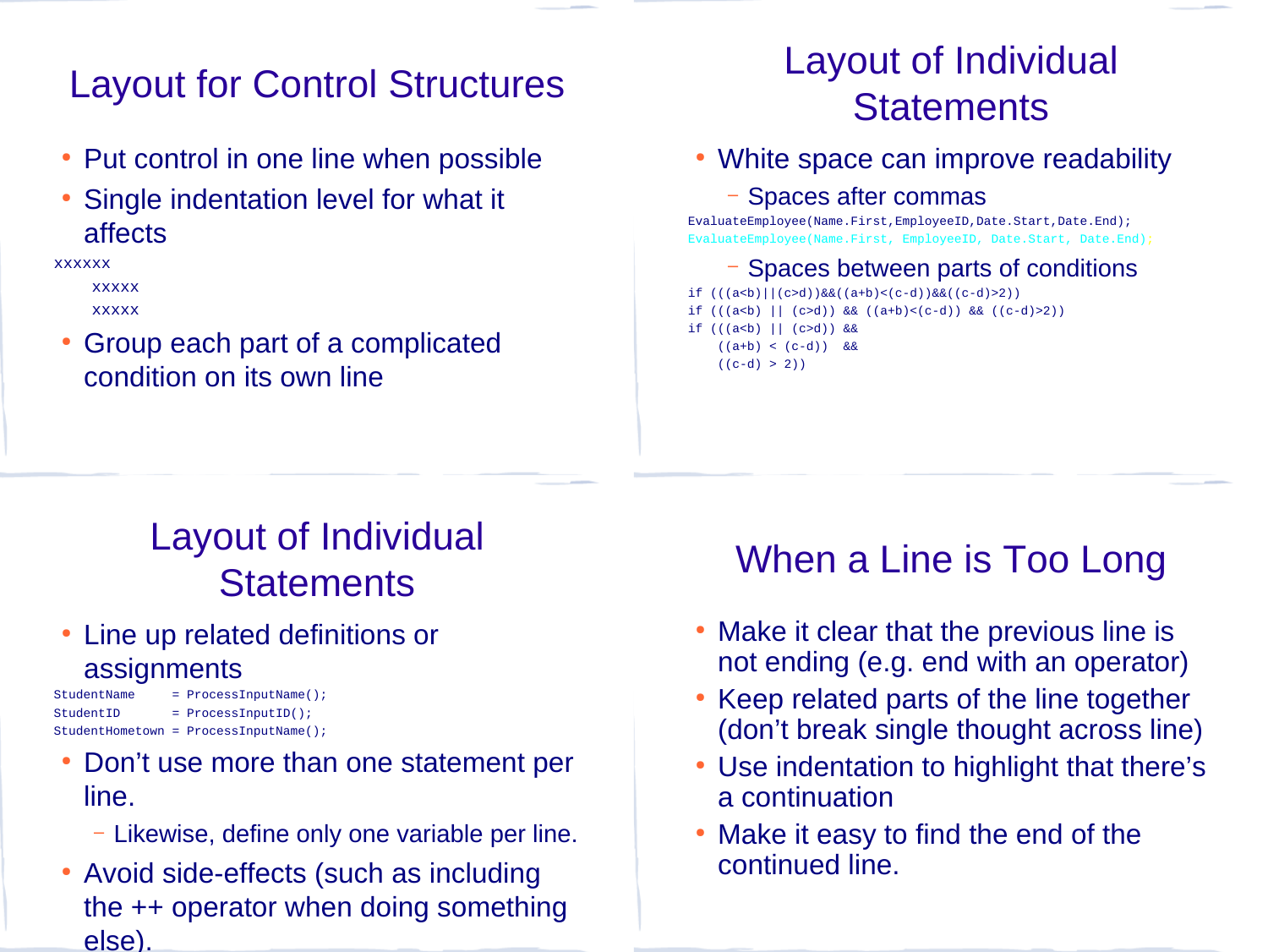## Layout for Control Structures

- Put control in one line when possible
- Single indentation level for what it affects

```
xxxxxx
    xxxxx
    xxxxx
```

- Group each part of a complicated condition on its own line

## Layout of Individual Statements

- White space can improve readability
  - Spaces after commas

```
EvaluateEmployee(Name.First,EmployeeID,Date.Start,Date.End);
EvaluateEmployee(Name.First, EmployeeID, Date.Start, Date.End);
```

  - Spaces between parts of conditions

```
if (((a<b)||(c>d))&&((a+b)<(c-d))&&((c-d)>2))
if (((a<b) || (c>d)) && ((a+b)<(c-d)) && ((c-d)>2))
if (((a<b) || (c>d)) &&
    ((a+b) < (c-d))  &&
    ((c-d) > 2))
```

## Layout of Individual Statements

- Line up related definitions or assignments

```
StudentName     = ProcessInputName();
StudentID       = ProcessInputID();
StudentHometown = ProcessInputName();
```

- Don't use more than one statement per line.
  - Likewise, define only one variable per line.
- Avoid side-effects (such as including the ++ operator when doing something else).

## When a Line is Too Long

- Make it clear that the previous line is not ending (e.g. end with an operator)
- Keep related parts of the line together (don't break single thought across line)
- Use indentation to highlight that there's a continuation
- Make it easy to find the end of the continued line.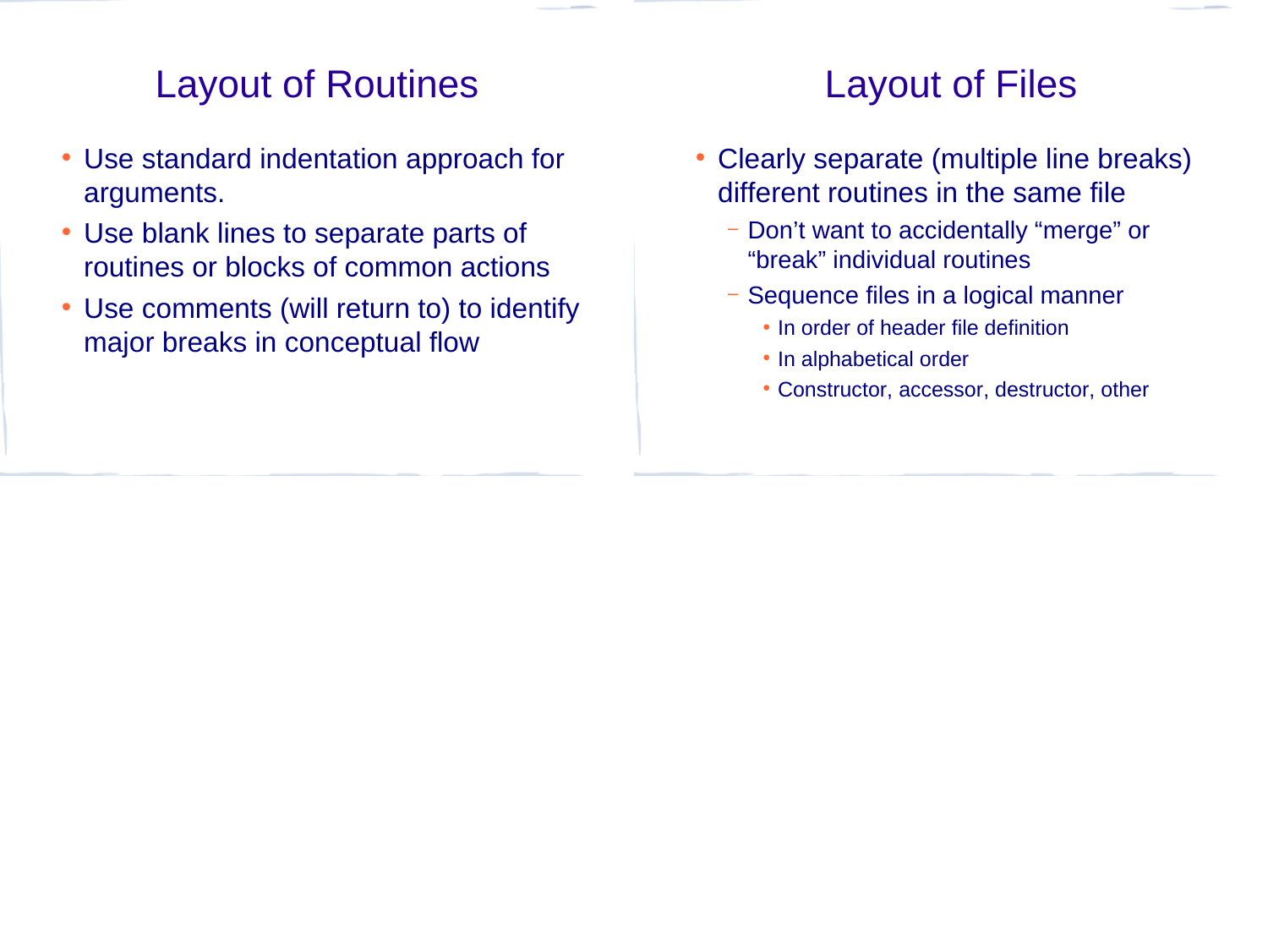## Layout of Routines

- Use standard indentation approach for arguments.
- Use blank lines to separate parts of routines or blocks of common actions
- Use comments (will return to) to identify major breaks in conceptual flow

## Layout of Files

- Clearly separate (multiple line breaks) different routines in the same file
  - Don't want to accidentally "merge" or "break" individual routines
  - Sequence files in a logical manner
    - In order of header file definition
    - In alphabetical order
    - Constructor, accessor, destructor, other